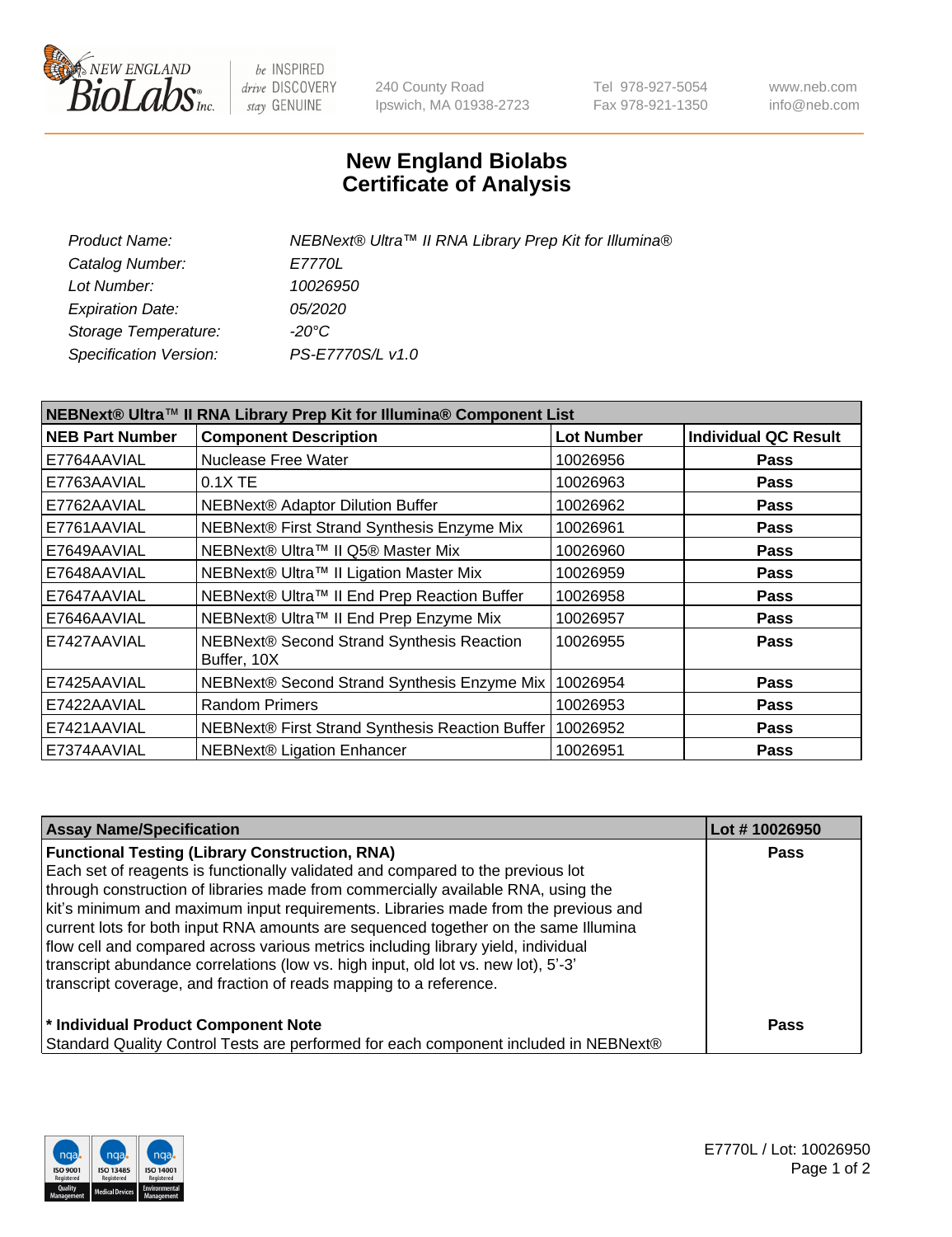New England BioLabs Inc. — be INSPIRED drive DISCOVERY stay GENUINE

240 County Road
Ipswich, MA 01938-2723

Tel 978-927-5054
Fax 978-921-1350

www.neb.com
info@neb.com

# New England Biolabs
# Certificate of Analysis

| | |
|---|---|
| *Product Name:* | *NEBNext® Ultra™ II RNA Library Prep Kit for Illumina®* |
| *Catalog Number:* | *E7770L* |
| *Lot Number:* | *10026950* |
| *Expiration Date:* | *05/2020* |
| *Storage Temperature:* | *-20°C* |
| *Specification Version:* | *PS-E7770S/L v1.0* |

**NEBNext® Ultra™ II RNA Library Prep Kit for Illumina® Component List**

| NEB Part Number | Component Description | Lot Number | Individual QC Result |
|---|---|---|---|
| E7764AAVIAL | Nuclease Free Water | 10026956 | Pass |
| E7763AAVIAL | 0.1X TE | 10026963 | Pass |
| E7762AAVIAL | NEBNext® Adaptor Dilution Buffer | 10026962 | Pass |
| E7761AAVIAL | NEBNext® First Strand Synthesis Enzyme Mix | 10026961 | Pass |
| E7649AAVIAL | NEBNext® Ultra™ II Q5® Master Mix | 10026960 | Pass |
| E7648AAVIAL | NEBNext® Ultra™ II Ligation Master Mix | 10026959 | Pass |
| E7647AAVIAL | NEBNext® Ultra™ II End Prep Reaction Buffer | 10026958 | Pass |
| E7646AAVIAL | NEBNext® Ultra™ II End Prep Enzyme Mix | 10026957 | Pass |
| E7427AAVIAL | NEBNext® Second Strand Synthesis Reaction Buffer, 10X | 10026955 | Pass |
| E7425AAVIAL | NEBNext® Second Strand Synthesis Enzyme Mix | 10026954 | Pass |
| E7422AAVIAL | Random Primers | 10026953 | Pass |
| E7421AAVIAL | NEBNext® First Strand Synthesis Reaction Buffer | 10026952 | Pass |
| E7374AAVIAL | NEBNext® Ligation Enhancer | 10026951 | Pass |

| Assay Name/Specification | Lot # 10026950 |
|---|---|
| **Functional Testing (Library Construction, RNA)**<br>Each set of reagents is functionally validated and compared to the previous lot through construction of libraries made from commercially available RNA, using the kit's minimum and maximum input requirements. Libraries made from the previous and current lots for both input RNA amounts are sequenced together on the same Illumina flow cell and compared across various metrics including library yield, individual transcript abundance correlations (low vs. high input, old lot vs. new lot), 5'-3' transcript coverage, and fraction of reads mapping to a reference. | Pass |
| **\* Individual Product Component Note**<br>Standard Quality Control Tests are performed for each component included in NEBNext® | Pass |

E7770L / Lot: 10026950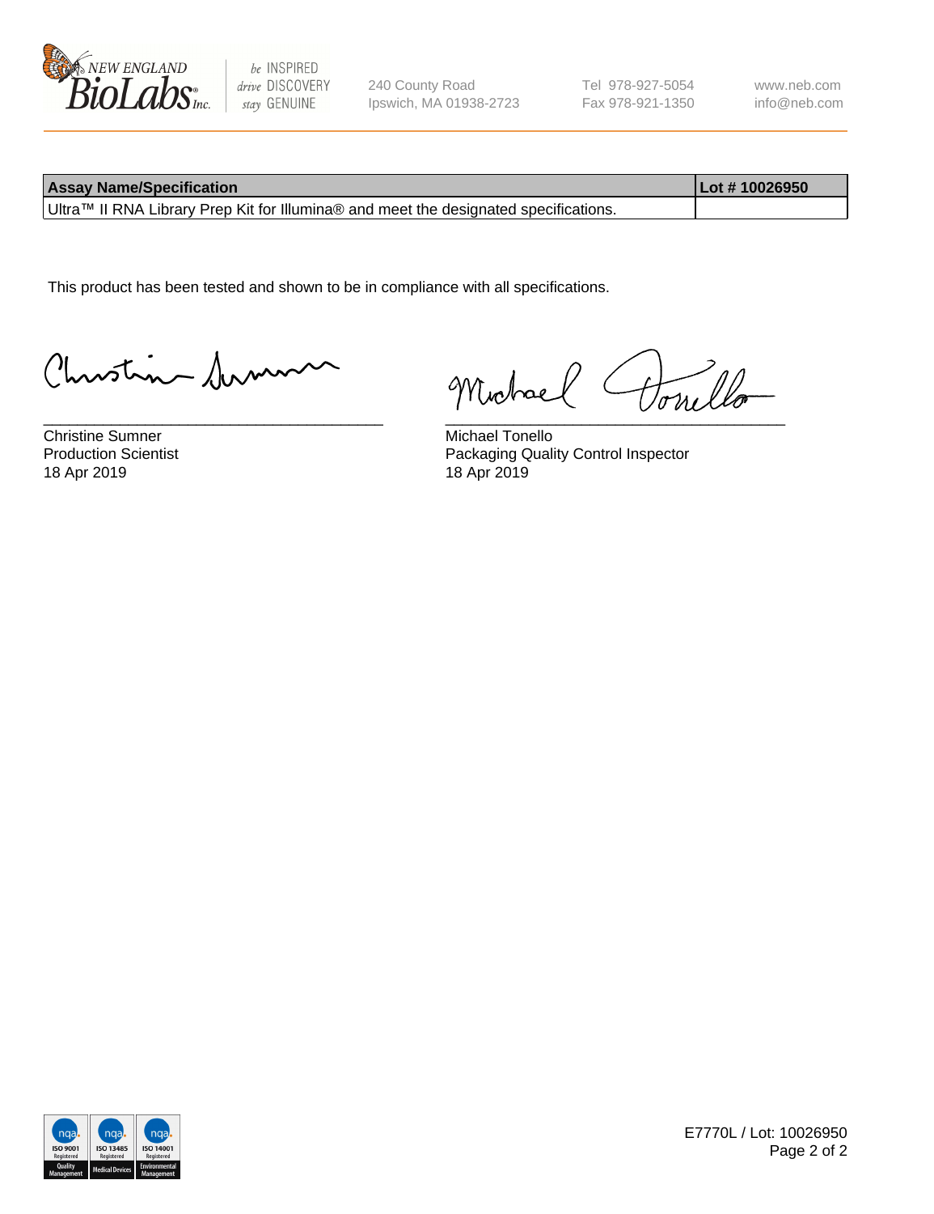NEW ENGLAND BioLabs Inc.

be INSPIRED drive DISCOVERY stay GENUINE

240 County Road
Ipswich, MA 01938-2723

Tel 978-927-5054
Fax 978-921-1350

www.neb.com
info@neb.com

| Assay Name/Specification | Lot # 10026950 |
| --- | --- |
| Ultra™ II RNA Library Prep Kit for Illumina® and meet the designated specifications. | |

This product has been tested and shown to be in compliance with all specifications.

Christine Sumner
Production Scientist
18 Apr 2019

Michael Tonello
Packaging Quality Control Inspector
18 Apr 2019

E7770L / Lot: 10026950